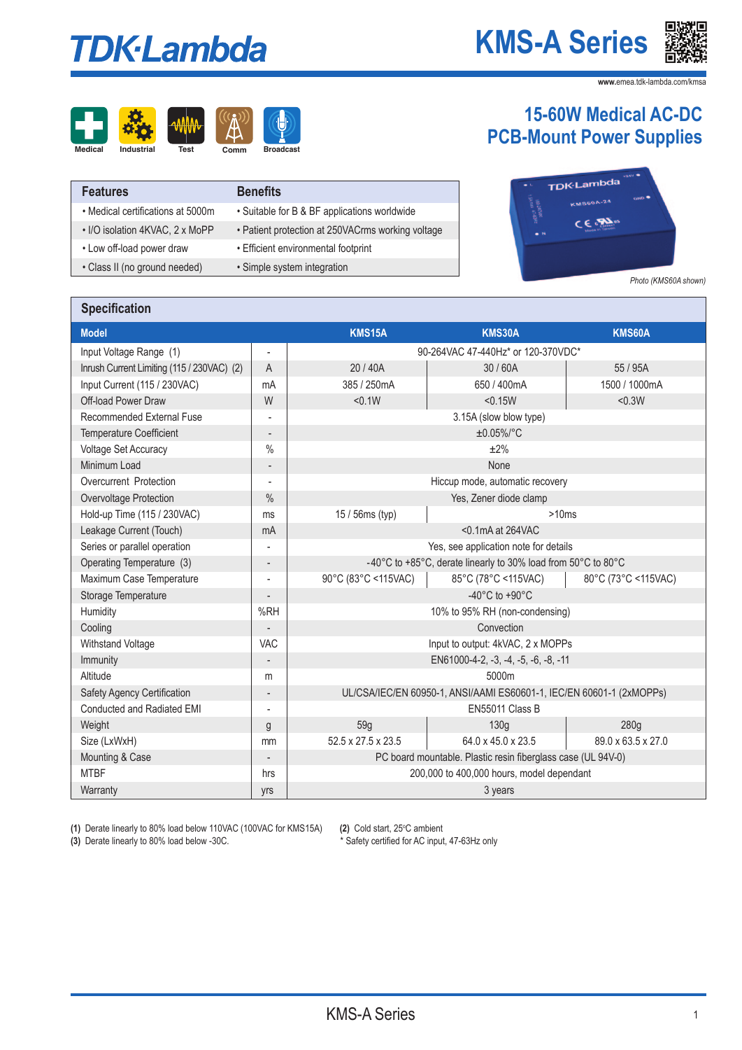# TDK·Lambda

# KMS-A Series

www.emea.tdk-lambda.com/kmsa

Medical | Industrial | Test | Comm | Broadcast

## 15-60W Medical AC-DC PCB-Mount Power Supplies

| Features | Benefits |
|---|---|
| • Medical certifications at 5000m | • Suitable for B & BF applications worldwide |
| • I/O isolation 4KVAC, 2 x MoPP | • Patient protection at 250VACrms working voltage |
| • Low off-load power draw | • Efficient environmental footprint |
| • Class II (no ground needed) | • Simple system integration |

*Photo (KMS60A shown)*

## Specification

| Model | | KMS15A | KMS30A | KMS60A |
|---|---|---|---|---|
| Input Voltage Range (1) | - | 90-264VAC 47-440Hz* or 120-370VDC* | | |
| Inrush Current Limiting (115 / 230VAC) (2) | A | 20 / 40A | 30 / 60A | 55 / 95A |
| Input Current (115 / 230VAC) | mA | 385 / 250mA | 650 / 400mA | 1500 / 1000mA |
| Off-load Power Draw | W | <0.1W | <0.15W | <0.3W |
| Recommended External Fuse | - | 3.15A (slow blow type) | | |
| Temperature Coefficient | - | ±0.05%/°C | | |
| Voltage Set Accuracy | % | ±2% | | |
| Minimum Load | - | None | | |
| Overcurrent Protection | - | Hiccup mode, automatic recovery | | |
| Overvoltage Protection | % | Yes, Zener diode clamp | | |
| Hold-up Time (115 / 230VAC) | ms | 15 / 56ms (typ) | >10ms | |
| Leakage Current (Touch) | mA | <0.1mA at 264VAC | | |
| Series or parallel operation | - | Yes, see application note for details | | |
| Operating Temperature (3) | - | -40°C to +85°C, derate linearly to 30% load from 50°C to 80°C | | |
| Maximum Case Temperature | - | 90°C (83°C <115VAC) | 85°C (78°C <115VAC) | 80°C (73°C <115VAC) |
| Storage Temperature | - | -40°C to +90°C | | |
| Humidity | %RH | 10% to 95% RH (non-condensing) | | |
| Cooling | - | Convection | | |
| Withstand Voltage | VAC | Input to output: 4kVAC, 2 x MOPPs | | |
| Immunity | - | EN61000-4-2, -3, -4, -5, -6, -8, -11 | | |
| Altitude | m | 5000m | | |
| Safety Agency Certification | - | UL/CSA/IEC/EN 60950-1, ANSI/AAMI ES60601-1, IEC/EN 60601-1 (2xMOPPs) | | |
| Conducted and Radiated EMI | - | EN55011 Class B | | |
| Weight | g | 59g | 130g | 280g |
| Size (LxWxH) | mm | 52.5 x 27.5 x 23.5 | 64.0 x 45.0 x 23.5 | 89.0 x 63.5 x 27.0 |
| Mounting & Case | - | PC board mountable. Plastic resin fiberglass case (UL 94V-0) | | |
| MTBF | hrs | 200,000 to 400,000 hours, model dependant | | |
| Warranty | yrs | 3 years | | |

**(1)** Derate linearly to 80% load below 110VAC (100VAC for KMS15A)
**(2)** Cold start, 25°C ambient
**(3)** Derate linearly to 80% load below -30C.
\* Safety certified for AC input, 47-63Hz only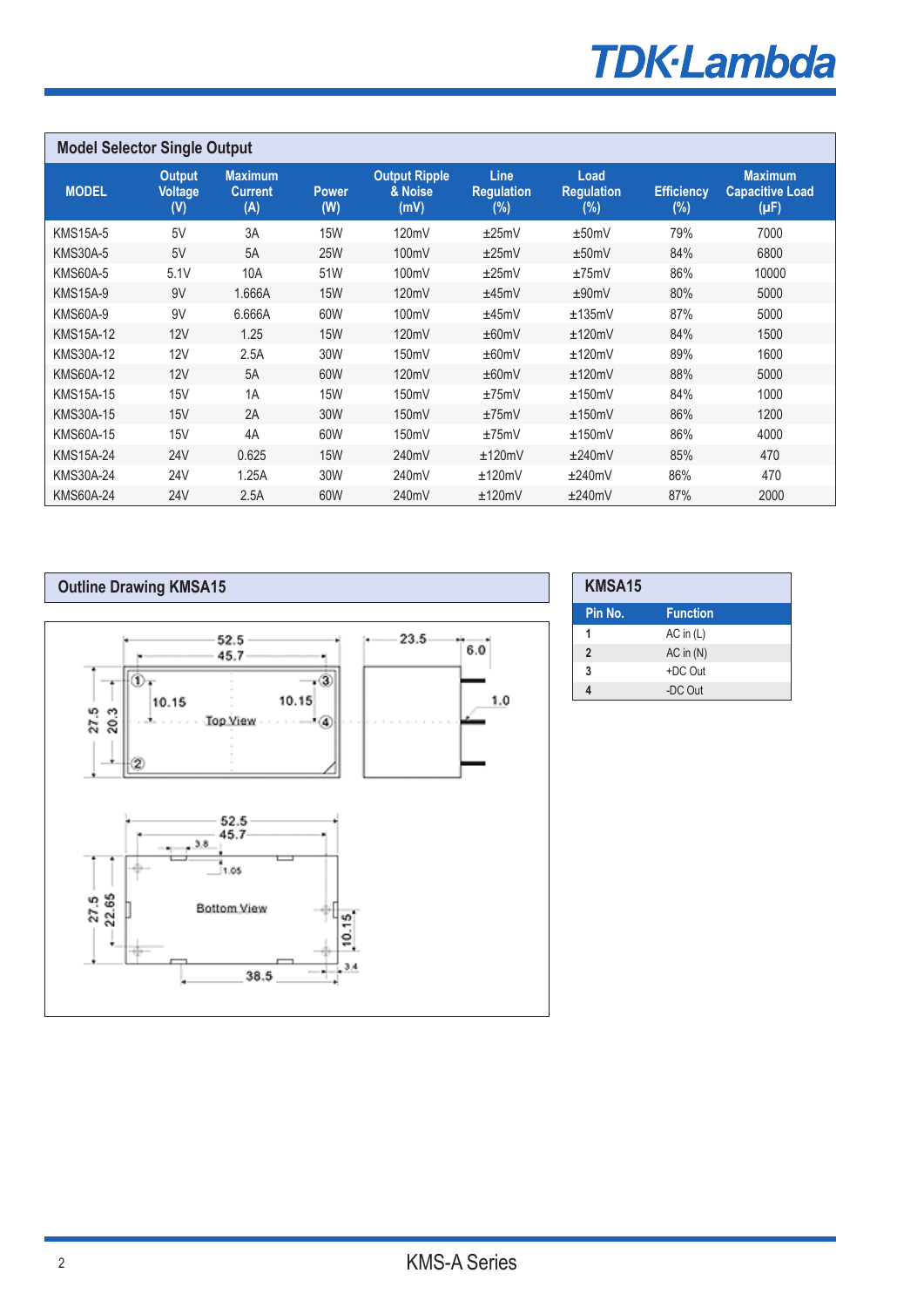## Model Selector Single Output

| MODEL | Output Voltage (V) | Maximum Current (A) | Power (W) | Output Ripple & Noise (mV) | Line Regulation (%) | Load Regulation (%) | Efficiency (%) | Maximum Capacitive Load (µF) |
|---|---|---|---|---|---|---|---|---|
| KMS15A-5 | 5V | 3A | 15W | 120mV | ±25mV | ±50mV | 79% | 7000 |
| KMS30A-5 | 5V | 5A | 25W | 100mV | ±25mV | ±50mV | 84% | 6800 |
| KMS60A-5 | 5.1V | 10A | 51W | 100mV | ±25mV | ±75mV | 86% | 10000 |
| KMS15A-9 | 9V | 1.666A | 15W | 120mV | ±45mV | ±90mV | 80% | 5000 |
| KMS60A-9 | 9V | 6.666A | 60W | 100mV | ±45mV | ±135mV | 87% | 5000 |
| KMS15A-12 | 12V | 1.25 | 15W | 120mV | ±60mV | ±120mV | 84% | 1500 |
| KMS30A-12 | 12V | 2.5A | 30W | 150mV | ±60mV | ±120mV | 89% | 1600 |
| KMS60A-12 | 12V | 5A | 60W | 120mV | ±60mV | ±120mV | 88% | 5000 |
| KMS15A-15 | 15V | 1A | 15W | 150mV | ±75mV | ±150mV | 84% | 1000 |
| KMS30A-15 | 15V | 2A | 30W | 150mV | ±75mV | ±150mV | 86% | 1200 |
| KMS60A-15 | 15V | 4A | 60W | 150mV | ±75mV | ±150mV | 86% | 4000 |
| KMS15A-24 | 24V | 0.625 | 15W | 240mV | ±120mV | ±240mV | 85% | 470 |
| KMS30A-24 | 24V | 1.25A | 30W | 240mV | ±120mV | ±240mV | 86% | 470 |
| KMS60A-24 | 24V | 2.5A | 60W | 240mV | ±120mV | ±240mV | 87% | 2000 |

## Outline Drawing KMSA15

Top View: 52.5, 45.7, 27.5, 20.3, 10.15, 10.15, pins ① ② ③ ④
Side: 23.5, 6.0, 1.0
Bottom View: 52.5, 45.7, 3.8, 1.05, 27.5, 22.65, 10.15, 38.5, 3.4

## KMSA15

| Pin No. | Function |
|---|---|
| 1 | AC in (L) |
| 2 | AC in (N) |
| 3 | +DC Out |
| 4 | -DC Out |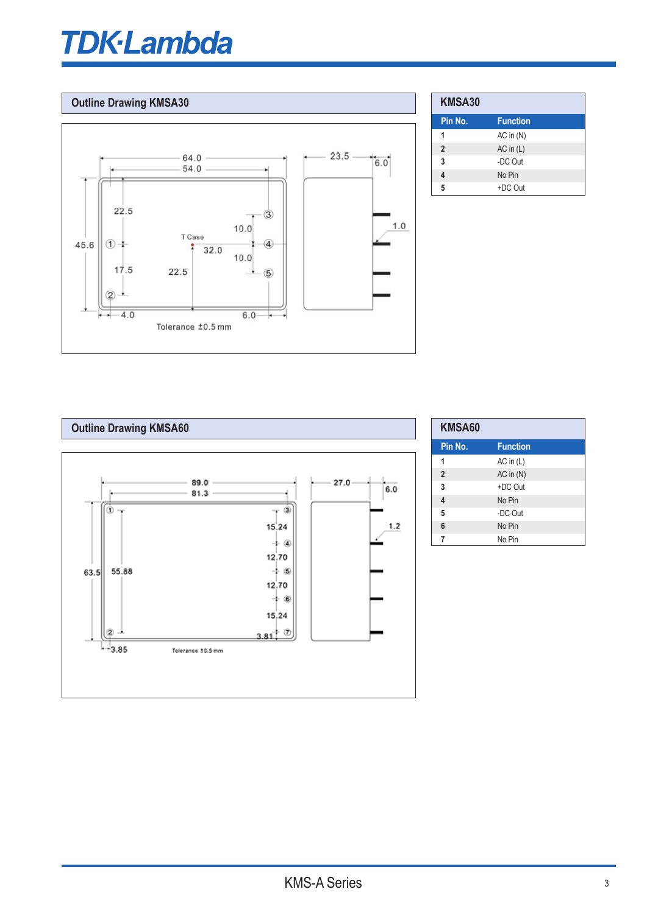## Outline Drawing KMSA30

64.0
54.0
23.5
6.0
45.6
22.5
17.5
10.0
10.0
T Case
32.0
22.5
1.0
4.0
6.0
Tolerance ±0.5 mm

### KMSA30

| Pin No. | Function |
|---|---|
| 1 | AC in (N) |
| 2 | AC in (L) |
| 3 | -DC Out |
| 4 | No Pin |
| 5 | +DC Out |

## Outline Drawing KMSA60

89.0
81.3
27.0
6.0
63.5
55.88
15.24
12.70
12.70
15.24
3.81
1.2
3.85
Tolerance ±0.5 mm

### KMSA60

| Pin No. | Function |
|---|---|
| 1 | AC in (L) |
| 2 | AC in (N) |
| 3 | +DC Out |
| 4 | No Pin |
| 5 | -DC Out |
| 6 | No Pin |
| 7 | No Pin |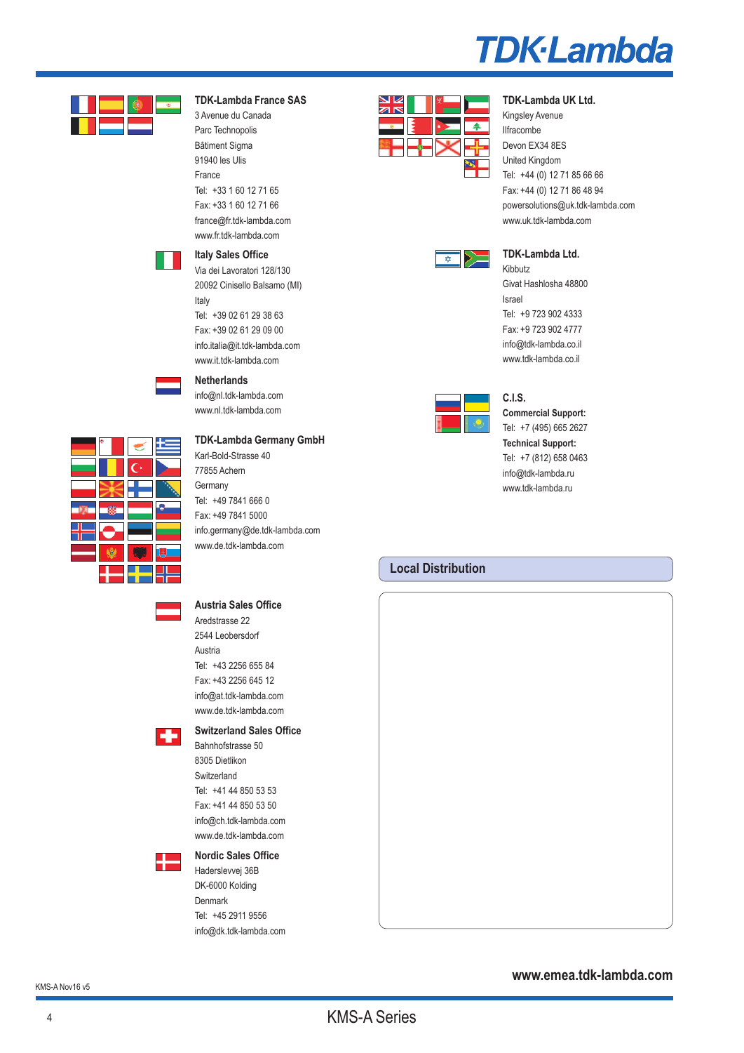# TDK·Lambda

### TDK-Lambda France SAS
3 Avenue du Canada
Parc Technopolis
Bâtiment Sigma
91940 les Ulis
France
Tel: +33 1 60 12 71 65
Fax: +33 1 60 12 71 66
france@fr.tdk-lambda.com
www.fr.tdk-lambda.com

### Italy Sales Office
Via dei Lavoratori 128/130
20092 Cinisello Balsamo (MI)
Italy
Tel: +39 02 61 29 38 63
Fax: +39 02 61 29 09 00
info.italia@it.tdk-lambda.com
www.it.tdk-lambda.com

### Netherlands
info@nl.tdk-lambda.com
www.nl.tdk-lambda.com

### TDK-Lambda Germany GmbH
Karl-Bold-Strasse 40
77855 Achern
Germany
Tel: +49 7841 666 0
Fax: +49 7841 5000
info.germany@de.tdk-lambda.com
www.de.tdk-lambda.com

### Austria Sales Office
Aredstrasse 22
2544 Leobersdorf
Austria
Tel: +43 2256 655 84
Fax: +43 2256 645 12
info@at.tdk-lambda.com
www.de.tdk-lambda.com

### Switzerland Sales Office
Bahnhofstrasse 50
8305 Dietlikon
Switzerland
Tel: +41 44 850 53 53
Fax: +41 44 850 53 50
info@ch.tdk-lambda.com
www.de.tdk-lambda.com

### Nordic Sales Office
Haderslevvej 36B
DK-6000 Kolding
Denmark
Tel: +45 2911 9556
info@dk.tdk-lambda.com

### TDK-Lambda UK Ltd.
Kingsley Avenue
Ilfracombe
Devon EX34 8ES
United Kingdom
Tel: +44 (0) 12 71 85 66 66
Fax: +44 (0) 12 71 86 48 94
powersolutions@uk.tdk-lambda.com
www.uk.tdk-lambda.com

### TDK-Lambda Ltd.
Kibbutz
Givat Hashlosha 48800
Israel
Tel: +9 723 902 4333
Fax: +9 723 902 4777
info@tdk-lambda.co.il
www.tdk-lambda.co.il

### C.I.S.
**Commercial Support:**
Tel: +7 (495) 665 2627
**Technical Support:**
Tel: +7 (812) 658 0463
info@tdk-lambda.ru
www.tdk-lambda.ru

## Local Distribution

**www.emea.tdk-lambda.com**

KMS-A Nov16 v5

KMS-A Series